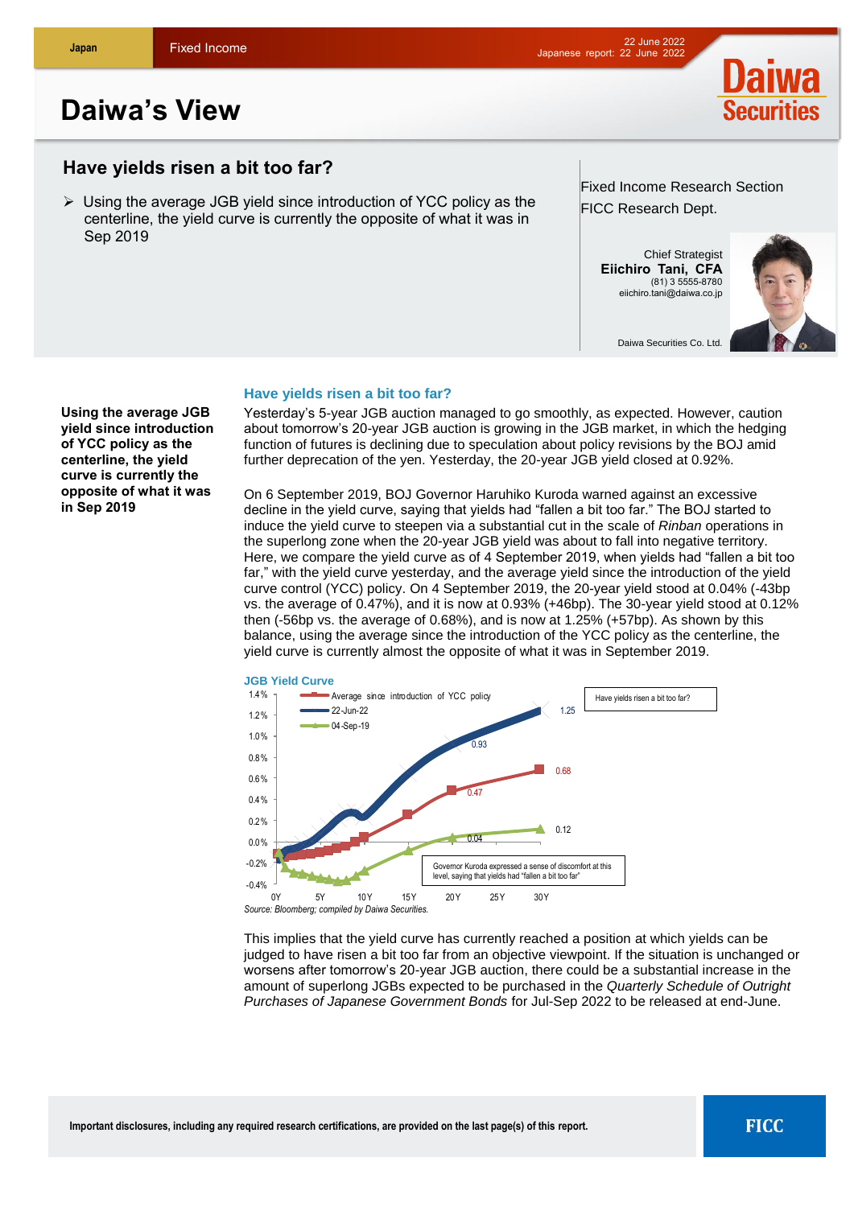Japan | Fixed Income

22 June 2022
Japanese report: 22 June 2022

# Daiwa's View

## Have yields risen a bit too far?

- Using the average JGB yield since introduction of YCC policy as the centerline, the yield curve is currently the opposite of what it was in Sep 2019

Fixed Income Research Section
FICC Research Dept.

Chief Strategist
**Eiichiro Tani, CFA**
(81) 3 5555-8780
eiichiro.tani@daiwa.co.jp

Daiwa Securities Co. Ltd.

**Using the average JGB yield since introduction of YCC policy as the centerline, the yield curve is currently the opposite of what it was in Sep 2019**

### Have yields risen a bit too far?

Yesterday's 5-year JGB auction managed to go smoothly, as expected. However, caution about tomorrow's 20-year JGB auction is growing in the JGB market, in which the hedging function of futures is declining due to speculation about policy revisions by the BOJ amid further deprecation of the yen. Yesterday, the 20-year JGB yield closed at 0.92%.

On 6 September 2019, BOJ Governor Haruhiko Kuroda warned against an excessive decline in the yield curve, saying that yields had "fallen a bit too far." The BOJ started to induce the yield curve to steepen via a substantial cut in the scale of *Rinban* operations in the superlong zone when the 20-year JGB yield was about to fall into negative territory. Here, we compare the yield curve as of 4 September 2019, when yields had "fallen a bit too far," with the yield curve yesterday, and the average yield since the introduction of the yield curve control (YCC) policy. On 4 September 2019, the 20-year yield stood at 0.04% (-43bp vs. the average of 0.47%), and it is now at 0.93% (+46bp). The 30-year yield stood at 0.12% then (-56bp vs. the average of 0.68%), and is now at 1.25% (+57bp). As shown by this balance, using the average since the introduction of the YCC policy as the centerline, the yield curve is currently almost the opposite of what it was in September 2019.

**JGB Yield Curve**

Legend: Average since introduction of YCC policy; 22-Jun-22; 04-Sep-19

Labels: 1.25, 0.93, 0.68, 0.47, 0.12, 0.04

Have yields risen a bit too far?

Governor Kuroda expressed a sense of discomfort at this level, saying that yields had "fallen a bit too far"

Source: Bloomberg; compiled by Daiwa Securities.

This implies that the yield curve has currently reached a position at which yields can be judged to have risen a bit too far from an objective viewpoint. If the situation is unchanged or worsens after tomorrow's 20-year JGB auction, there could be a substantial increase in the amount of superlong JGBs expected to be purchased in the *Quarterly Schedule of Outright Purchases of Japanese Government Bonds* for Jul-Sep 2022 to be released at end-June.

Important disclosures, including any required research certifications, are provided on the last page(s) of this report.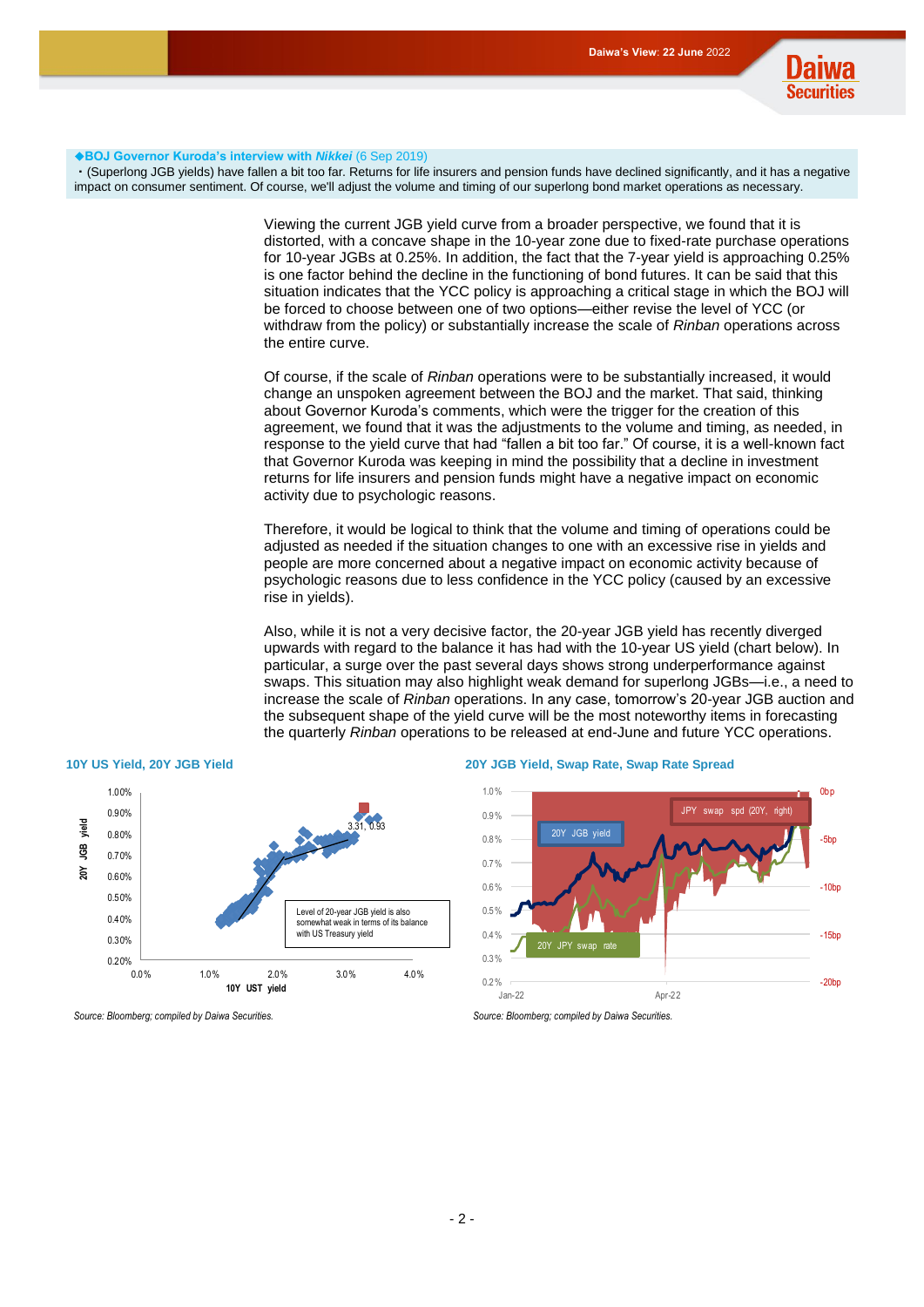**◆BOJ Governor Kuroda's interview with *Nikkei*** (6 Sep 2019)

・(Superlong JGB yields) have fallen a bit too far. Returns for life insurers and pension funds have declined significantly, and it has a negative impact on consumer sentiment. Of course, we'll adjust the volume and timing of our superlong bond market operations as necessary.

Viewing the current JGB yield curve from a broader perspective, we found that it is distorted, with a concave shape in the 10-year zone due to fixed-rate purchase operations for 10-year JGBs at 0.25%. In addition, the fact that the 7-year yield is approaching 0.25% is one factor behind the decline in the functioning of bond futures. It can be said that this situation indicates that the YCC policy is approaching a critical stage in which the BOJ will be forced to choose between one of two options—either revise the level of YCC (or withdraw from the policy) or substantially increase the scale of *Rinban* operations across the entire curve.

Of course, if the scale of *Rinban* operations were to be substantially increased, it would change an unspoken agreement between the BOJ and the market. That said, thinking about Governor Kuroda's comments, which were the trigger for the creation of this agreement, we found that it was the adjustments to the volume and timing, as needed, in response to the yield curve that had "fallen a bit too far." Of course, it is a well-known fact that Governor Kuroda was keeping in mind the possibility that a decline in investment returns for life insurers and pension funds might have a negative impact on economic activity due to psychologic reasons.

Therefore, it would be logical to think that the volume and timing of operations could be adjusted as needed if the situation changes to one with an excessive rise in yields and people are more concerned about a negative impact on economic activity because of psychologic reasons due to less confidence in the YCC policy (caused by an excessive rise in yields).

Also, while it is not a very decisive factor, the 20-year JGB yield has recently diverged upwards with regard to the balance it has had with the 10-year US yield (chart below). In particular, a surge over the past several days shows strong underperformance against swaps. This situation may also highlight weak demand for superlong JGBs—i.e., a need to increase the scale of *Rinban* operations. In any case, tomorrow's 20-year JGB auction and the subsequent shape of the yield curve will be the most noteworthy items in forecasting the quarterly *Rinban* operations to be released at end-June and future YCC operations.

**10Y US Yield, 20Y JGB Yield**

Source: Bloomberg; compiled by Daiwa Securities.

**20Y JGB Yield, Swap Rate, Swap Rate Spread**

Source: Bloomberg; compiled by Daiwa Securities.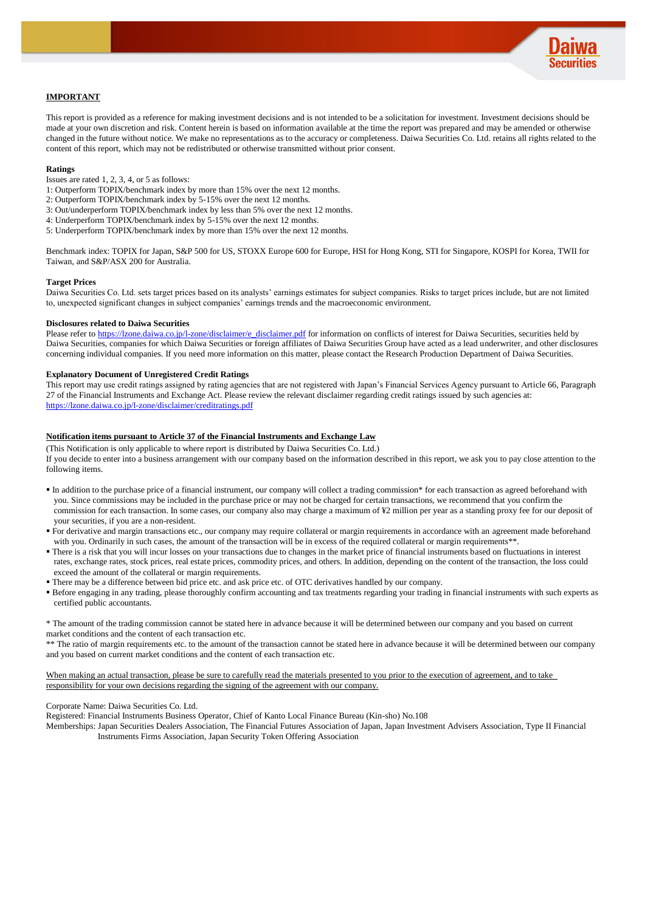**IMPORTANT**

This report is provided as a reference for making investment decisions and is not intended to be a solicitation for investment. Investment decisions should be made at your own discretion and risk. Content herein is based on information available at the time the report was prepared and may be amended or otherwise changed in the future without notice. We make no representations as to the accuracy or completeness. Daiwa Securities Co. Ltd. retains all rights related to the content of this report, which may not be redistributed or otherwise transmitted without prior consent.

**Ratings**

Issues are rated 1, 2, 3, 4, or 5 as follows:
1: Outperform TOPIX/benchmark index by more than 15% over the next 12 months.
2: Outperform TOPIX/benchmark index by 5-15% over the next 12 months.
3: Out/underperform TOPIX/benchmark index by less than 5% over the next 12 months.
4: Underperform TOPIX/benchmark index by 5-15% over the next 12 months.
5: Underperform TOPIX/benchmark index by more than 15% over the next 12 months.

Benchmark index: TOPIX for Japan, S&P 500 for US, STOXX Europe 600 for Europe, HSI for Hong Kong, STI for Singapore, KOSPI for Korea, TWII for Taiwan, and S&P/ASX 200 for Australia.

**Target Prices**

Daiwa Securities Co. Ltd. sets target prices based on its analysts' earnings estimates for subject companies. Risks to target prices include, but are not limited to, unexpected significant changes in subject companies' earnings trends and the macroeconomic environment.

**Disclosures related to Daiwa Securities**

Please refer to https://lzone.daiwa.co.jp/l-zone/disclaimer/e_disclaimer.pdf for information on conflicts of interest for Daiwa Securities, securities held by Daiwa Securities, companies for which Daiwa Securities or foreign affiliates of Daiwa Securities Group have acted as a lead underwriter, and other disclosures concerning individual companies. If you need more information on this matter, please contact the Research Production Department of Daiwa Securities.

**Explanatory Document of Unregistered Credit Ratings**

This report may use credit ratings assigned by rating agencies that are not registered with Japan's Financial Services Agency pursuant to Article 66, Paragraph 27 of the Financial Instruments and Exchange Act. Please review the relevant disclaimer regarding credit ratings issued by such agencies at: https://lzone.daiwa.co.jp/l-zone/disclaimer/creditratings.pdf

**Notification items pursuant to Article 37 of the Financial Instruments and Exchange Law**

(This Notification is only applicable to where report is distributed by Daiwa Securities Co. Ltd.)
If you decide to enter into a business arrangement with our company based on the information described in this report, we ask you to pay close attention to the following items.

- In addition to the purchase price of a financial instrument, our company will collect a trading commission* for each transaction as agreed beforehand with you. Since commissions may be included in the purchase price or may not be charged for certain transactions, we recommend that you confirm the commission for each transaction. In some cases, our company also may charge a maximum of ¥2 million per year as a standing proxy fee for our deposit of your securities, if you are a non-resident.
- For derivative and margin transactions etc., our company may require collateral or margin requirements in accordance with an agreement made beforehand with you. Ordinarily in such cases, the amount of the transaction will be in excess of the required collateral or margin requirements**.
- There is a risk that you will incur losses on your transactions due to changes in the market price of financial instruments based on fluctuations in interest rates, exchange rates, stock prices, real estate prices, commodity prices, and others. In addition, depending on the content of the transaction, the loss could exceed the amount of the collateral or margin requirements.
- There may be a difference between bid price etc. and ask price etc. of OTC derivatives handled by our company.
- Before engaging in any trading, please thoroughly confirm accounting and tax treatments regarding your trading in financial instruments with such experts as certified public accountants.

\* The amount of the trading commission cannot be stated here in advance because it will be determined between our company and you based on current market conditions and the content of each transaction etc.

\** The ratio of margin requirements etc. to the amount of the transaction cannot be stated here in advance because it will be determined between our company and you based on current market conditions and the content of each transaction etc.

When making an actual transaction, please be sure to carefully read the materials presented to you prior to the execution of agreement, and to take responsibility for your own decisions regarding the signing of the agreement with our company.

Corporate Name: Daiwa Securities Co. Ltd.
Registered: Financial Instruments Business Operator, Chief of Kanto Local Finance Bureau (Kin-sho) No.108
Memberships: Japan Securities Dealers Association, The Financial Futures Association of Japan, Japan Investment Advisers Association, Type II Financial Instruments Firms Association, Japan Security Token Offering Association